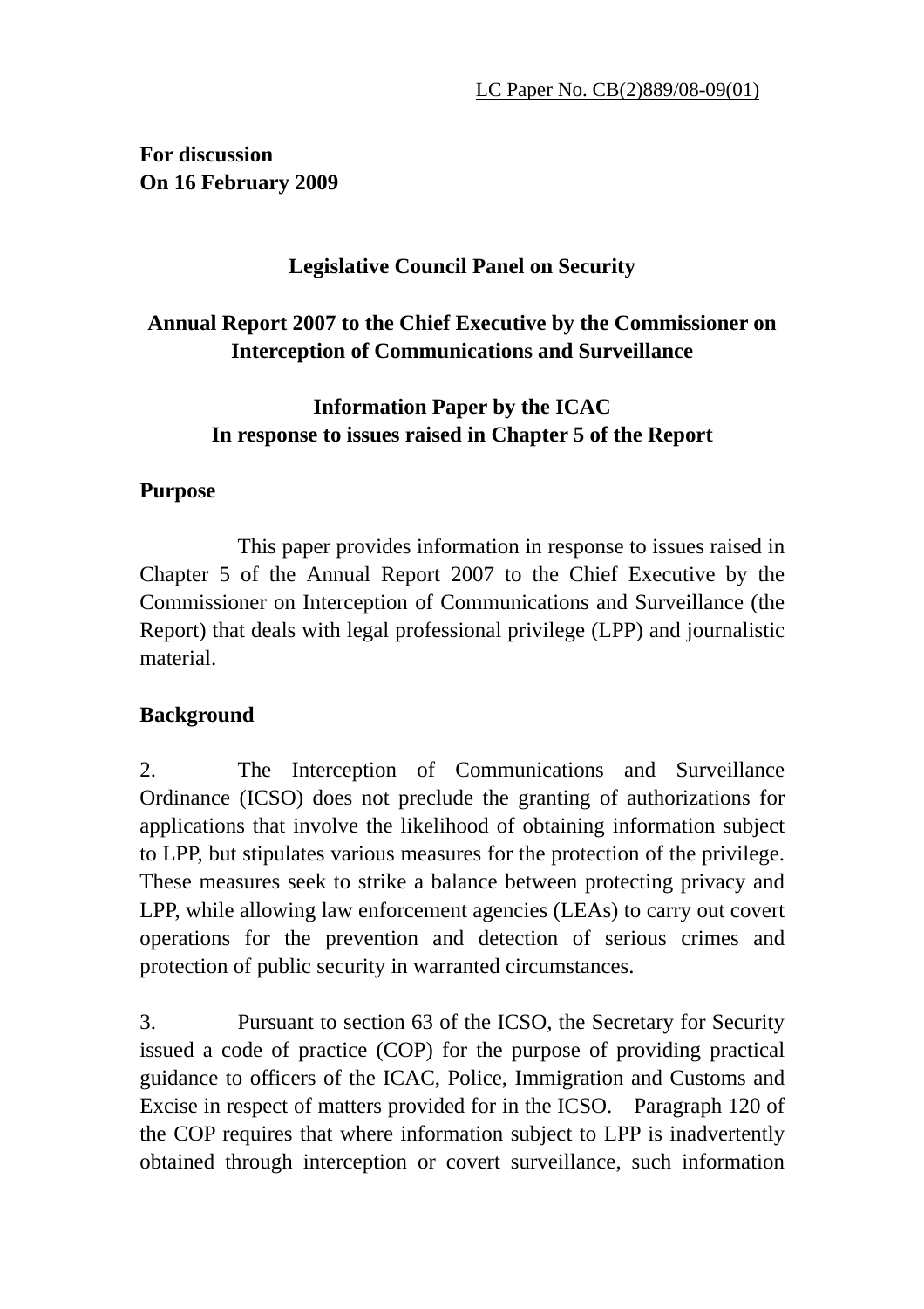LC Paper No. CB(2)889/08-09(01)

**For discussion**
**On 16 February 2009**

## Legislative Council Panel on Security

## Annual Report 2007 to the Chief Executive by the Commissioner on Interception of Communications and Surveillance

### Information Paper by the ICAC
### In response to issues raised in Chapter 5 of the Report

**Purpose**

This paper provides information in response to issues raised in Chapter 5 of the Annual Report 2007 to the Chief Executive by the Commissioner on Interception of Communications and Surveillance (the Report) that deals with legal professional privilege (LPP) and journalistic material.

**Background**

2. The Interception of Communications and Surveillance Ordinance (ICSO) does not preclude the granting of authorizations for applications that involve the likelihood of obtaining information subject to LPP, but stipulates various measures for the protection of the privilege. These measures seek to strike a balance between protecting privacy and LPP, while allowing law enforcement agencies (LEAs) to carry out covert operations for the prevention and detection of serious crimes and protection of public security in warranted circumstances.

3. Pursuant to section 63 of the ICSO, the Secretary for Security issued a code of practice (COP) for the purpose of providing practical guidance to officers of the ICAC, Police, Immigration and Customs and Excise in respect of matters provided for in the ICSO. Paragraph 120 of the COP requires that where information subject to LPP is inadvertently obtained through interception or covert surveillance, such information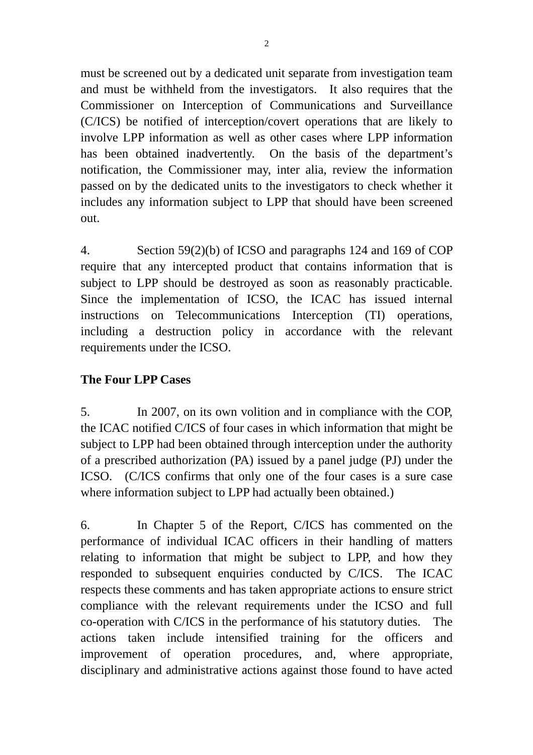must be screened out by a dedicated unit separate from investigation team and must be withheld from the investigators. It also requires that the Commissioner on Interception of Communications and Surveillance (C/ICS) be notified of interception/covert operations that are likely to involve LPP information as well as other cases where LPP information has been obtained inadvertently. On the basis of the department's notification, the Commissioner may, inter alia, review the information passed on by the dedicated units to the investigators to check whether it includes any information subject to LPP that should have been screened out.

4. Section 59(2)(b) of ICSO and paragraphs 124 and 169 of COP require that any intercepted product that contains information that is subject to LPP should be destroyed as soon as reasonably practicable. Since the implementation of ICSO, the ICAC has issued internal instructions on Telecommunications Interception (TI) operations, including a destruction policy in accordance with the relevant requirements under the ICSO.

**The Four LPP Cases**

5. In 2007, on its own volition and in compliance with the COP, the ICAC notified C/ICS of four cases in which information that might be subject to LPP had been obtained through interception under the authority of a prescribed authorization (PA) issued by a panel judge (PJ) under the ICSO. (C/ICS confirms that only one of the four cases is a sure case where information subject to LPP had actually been obtained.)

6. In Chapter 5 of the Report, C/ICS has commented on the performance of individual ICAC officers in their handling of matters relating to information that might be subject to LPP, and how they responded to subsequent enquiries conducted by C/ICS. The ICAC respects these comments and has taken appropriate actions to ensure strict compliance with the relevant requirements under the ICSO and full co-operation with C/ICS in the performance of his statutory duties. The actions taken include intensified training for the officers and improvement of operation procedures, and, where appropriate, disciplinary and administrative actions against those found to have acted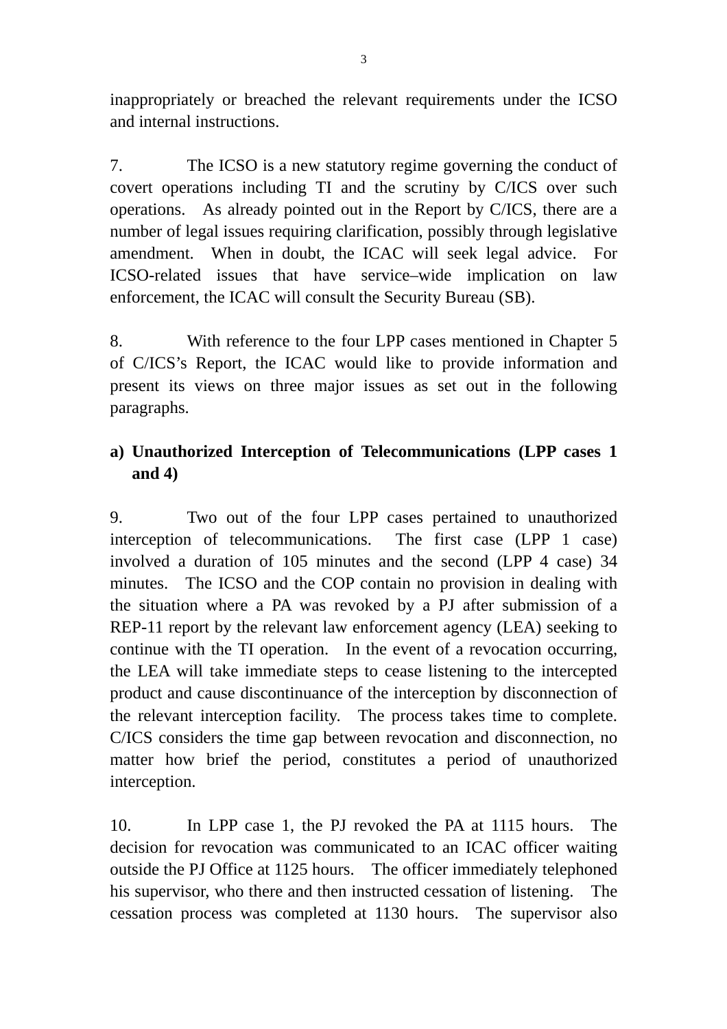inappropriately or breached the relevant requirements under the ICSO and internal instructions.

7. The ICSO is a new statutory regime governing the conduct of covert operations including TI and the scrutiny by C/ICS over such operations. As already pointed out in the Report by C/ICS, there are a number of legal issues requiring clarification, possibly through legislative amendment. When in doubt, the ICAC will seek legal advice. For ICSO-related issues that have service–wide implication on law enforcement, the ICAC will consult the Security Bureau (SB).

8. With reference to the four LPP cases mentioned in Chapter 5 of C/ICS's Report, the ICAC would like to provide information and present its views on three major issues as set out in the following paragraphs.

**a) Unauthorized Interception of Telecommunications (LPP cases 1 and 4)**

9. Two out of the four LPP cases pertained to unauthorized interception of telecommunications. The first case (LPP 1 case) involved a duration of 105 minutes and the second (LPP 4 case) 34 minutes. The ICSO and the COP contain no provision in dealing with the situation where a PA was revoked by a PJ after submission of a REP-11 report by the relevant law enforcement agency (LEA) seeking to continue with the TI operation. In the event of a revocation occurring, the LEA will take immediate steps to cease listening to the intercepted product and cause discontinuance of the interception by disconnection of the relevant interception facility. The process takes time to complete. C/ICS considers the time gap between revocation and disconnection, no matter how brief the period, constitutes a period of unauthorized interception.

10. In LPP case 1, the PJ revoked the PA at 1115 hours. The decision for revocation was communicated to an ICAC officer waiting outside the PJ Office at 1125 hours. The officer immediately telephoned his supervisor, who there and then instructed cessation of listening. The cessation process was completed at 1130 hours. The supervisor also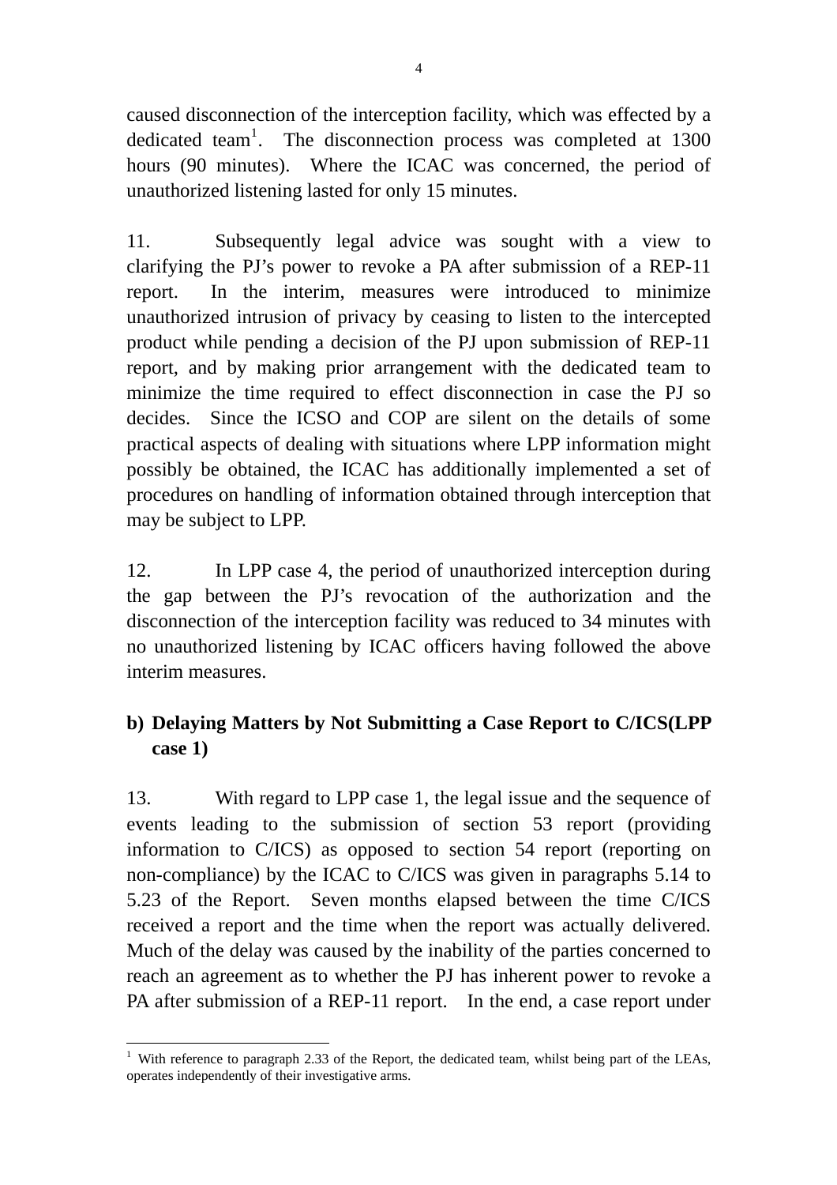caused disconnection of the interception facility, which was effected by a dedicated team[1]. The disconnection process was completed at 1300 hours (90 minutes). Where the ICAC was concerned, the period of unauthorized listening lasted for only 15 minutes.

11. Subsequently legal advice was sought with a view to clarifying the PJ's power to revoke a PA after submission of a REP-11 report. In the interim, measures were introduced to minimize unauthorized intrusion of privacy by ceasing to listen to the intercepted product while pending a decision of the PJ upon submission of REP-11 report, and by making prior arrangement with the dedicated team to minimize the time required to effect disconnection in case the PJ so decides. Since the ICSO and COP are silent on the details of some practical aspects of dealing with situations where LPP information might possibly be obtained, the ICAC has additionally implemented a set of procedures on handling of information obtained through interception that may be subject to LPP.

12. In LPP case 4, the period of unauthorized interception during the gap between the PJ's revocation of the authorization and the disconnection of the interception facility was reduced to 34 minutes with no unauthorized listening by ICAC officers having followed the above interim measures.

**b) Delaying Matters by Not Submitting a Case Report to C/ICS(LPP case 1)**

13. With regard to LPP case 1, the legal issue and the sequence of events leading to the submission of section 53 report (providing information to C/ICS) as opposed to section 54 report (reporting on non-compliance) by the ICAC to C/ICS was given in paragraphs 5.14 to 5.23 of the Report. Seven months elapsed between the time C/ICS received a report and the time when the report was actually delivered. Much of the delay was caused by the inability of the parties concerned to reach an agreement as to whether the PJ has inherent power to revoke a PA after submission of a REP-11 report. In the end, a case report under

[1] With reference to paragraph 2.33 of the Report, the dedicated team, whilst being part of the LEAs, operates independently of their investigative arms.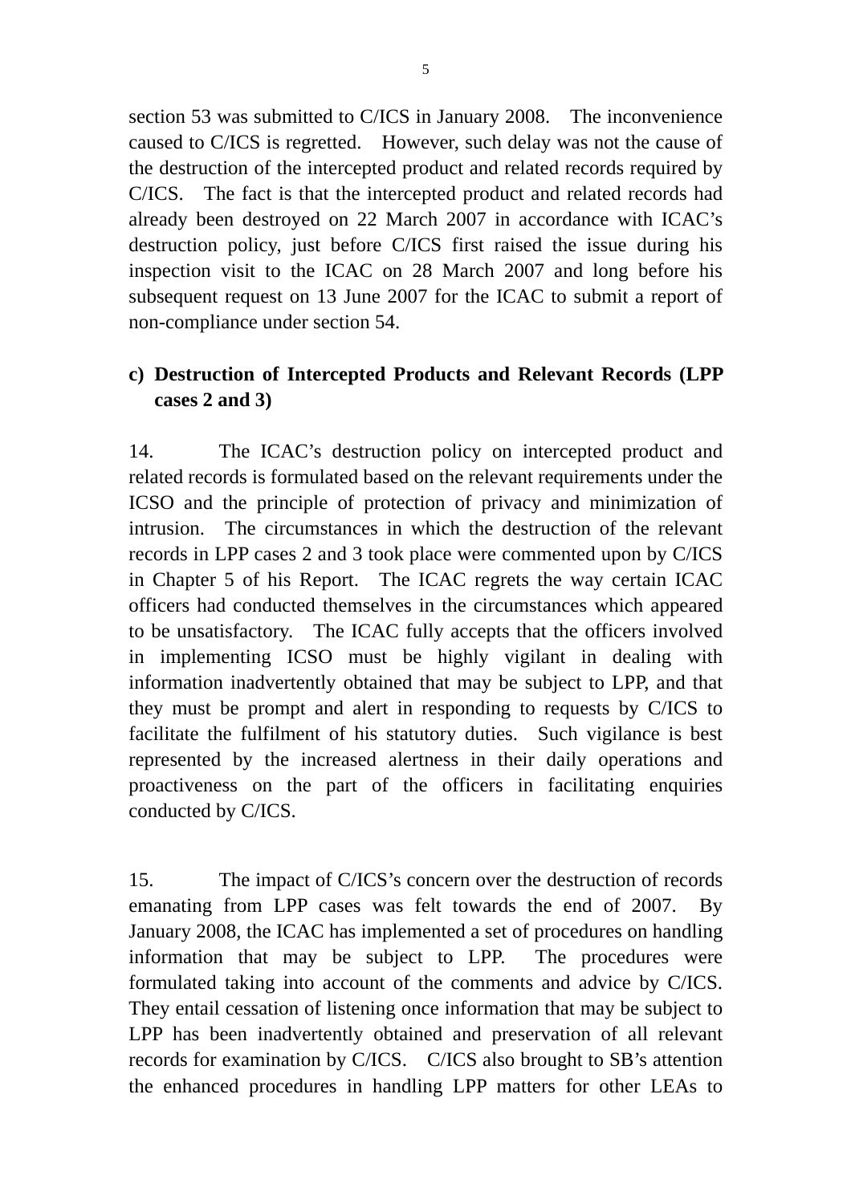section 53 was submitted to C/ICS in January 2008. The inconvenience caused to C/ICS is regretted. However, such delay was not the cause of the destruction of the intercepted product and related records required by C/ICS. The fact is that the intercepted product and related records had already been destroyed on 22 March 2007 in accordance with ICAC's destruction policy, just before C/ICS first raised the issue during his inspection visit to the ICAC on 28 March 2007 and long before his subsequent request on 13 June 2007 for the ICAC to submit a report of non-compliance under section 54.

**c) Destruction of Intercepted Products and Relevant Records (LPP cases 2 and 3)**

14. The ICAC's destruction policy on intercepted product and related records is formulated based on the relevant requirements under the ICSO and the principle of protection of privacy and minimization of intrusion. The circumstances in which the destruction of the relevant records in LPP cases 2 and 3 took place were commented upon by C/ICS in Chapter 5 of his Report. The ICAC regrets the way certain ICAC officers had conducted themselves in the circumstances which appeared to be unsatisfactory. The ICAC fully accepts that the officers involved in implementing ICSO must be highly vigilant in dealing with information inadvertently obtained that may be subject to LPP, and that they must be prompt and alert in responding to requests by C/ICS to facilitate the fulfilment of his statutory duties. Such vigilance is best represented by the increased alertness in their daily operations and proactiveness on the part of the officers in facilitating enquiries conducted by C/ICS.

15. The impact of C/ICS's concern over the destruction of records emanating from LPP cases was felt towards the end of 2007. By January 2008, the ICAC has implemented a set of procedures on handling information that may be subject to LPP. The procedures were formulated taking into account of the comments and advice by C/ICS. They entail cessation of listening once information that may be subject to LPP has been inadvertently obtained and preservation of all relevant records for examination by C/ICS. C/ICS also brought to SB's attention the enhanced procedures in handling LPP matters for other LEAs to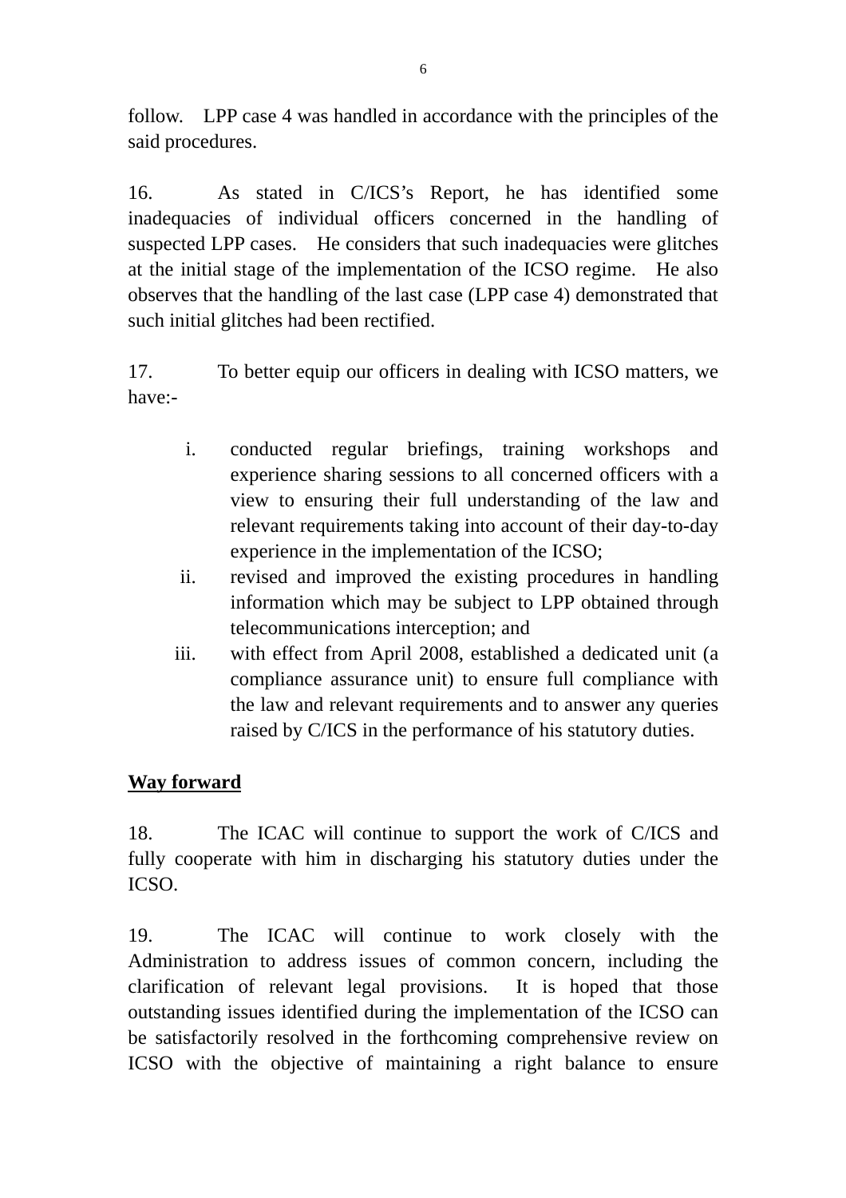follow. LPP case 4 was handled in accordance with the principles of the said procedures.

16. As stated in C/ICS's Report, he has identified some inadequacies of individual officers concerned in the handling of suspected LPP cases. He considers that such inadequacies were glitches at the initial stage of the implementation of the ICSO regime. He also observes that the handling of the last case (LPP case 4) demonstrated that such initial glitches had been rectified.

17. To better equip our officers in dealing with ICSO matters, we have:-

i. conducted regular briefings, training workshops and experience sharing sessions to all concerned officers with a view to ensuring their full understanding of the law and relevant requirements taking into account of their day-to-day experience in the implementation of the ICSO;

ii. revised and improved the existing procedures in handling information which may be subject to LPP obtained through telecommunications interception; and

iii. with effect from April 2008, established a dedicated unit (a compliance assurance unit) to ensure full compliance with the law and relevant requirements and to answer any queries raised by C/ICS in the performance of his statutory duties.

**Way forward**

18. The ICAC will continue to support the work of C/ICS and fully cooperate with him in discharging his statutory duties under the ICSO.

19. The ICAC will continue to work closely with the Administration to address issues of common concern, including the clarification of relevant legal provisions. It is hoped that those outstanding issues identified during the implementation of the ICSO can be satisfactorily resolved in the forthcoming comprehensive review on ICSO with the objective of maintaining a right balance to ensure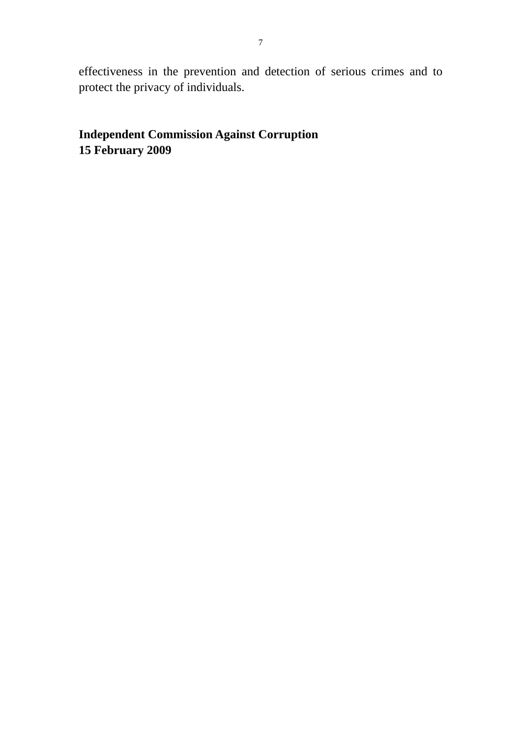effectiveness in the prevention and detection of serious crimes and to protect the privacy of individuals.

**Independent Commission Against Corruption**
**15 February 2009**